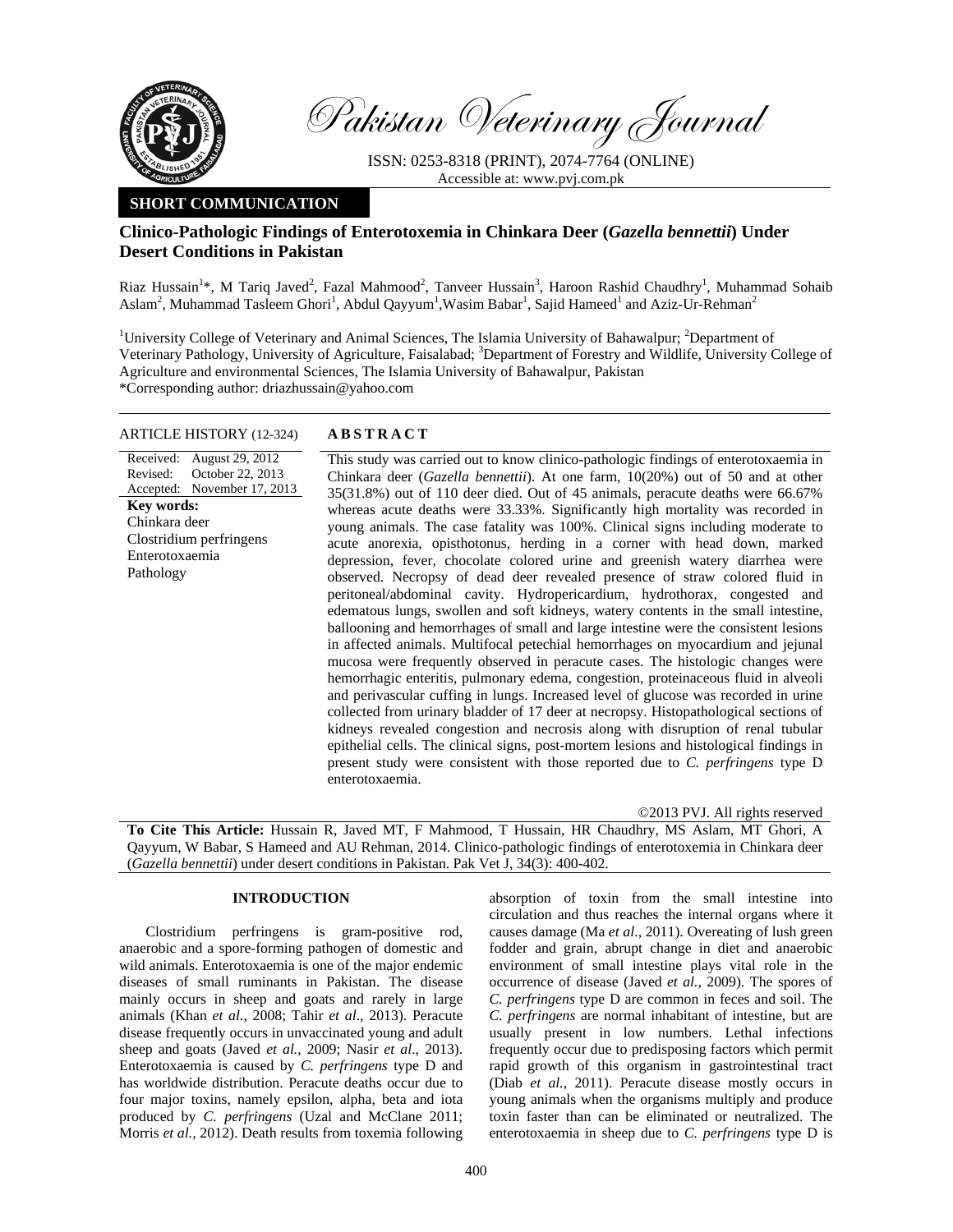# Pakistan Veterinary Journal

ISSN: 0253-8318 (PRINT), 2074-7764 (ONLINE)
Accessible at: www.pvj.com.pk

**SHORT COMMUNICATION**

## Clinico-Pathologic Findings of Enterotoxemia in Chinkara Deer (*Gazella bennettii*) Under Desert Conditions in Pakistan

Riaz Hussain[1]*, M Tariq Javed[2], Fazal Mahmood[2], Tanveer Hussain[3], Haroon Rashid Chaudhry[1], Muhammad Sohaib Aslam[2], Muhammad Tasleem Ghori[1], Abdul Qayyum[1], Wasim Babar[1], Sajid Hameed[1] and Aziz-Ur-Rehman[2]

[1]University College of Veterinary and Animal Sciences, The Islamia University of Bahawalpur; [2]Department of Veterinary Pathology, University of Agriculture, Faisalabad; [3]Department of Forestry and Wildlife, University College of Agriculture and environmental Sciences, The Islamia University of Bahawalpur, Pakistan
*Corresponding author: driazhussain@yahoo.com

**ARTICLE HISTORY** (12-324)

Received: August 29, 2012
Revised: October 22, 2013
Accepted: November 17, 2013

**Key words:**
Chinkara deer
Clostridium perfringens
Enterotoxaemia
Pathology

**ABSTRACT**

This study was carried out to know clinico-pathologic findings of enterotoxaemia in Chinkara deer (*Gazella bennettii*). At one farm, 10(20%) out of 50 and at other 35(31.8%) out of 110 deer died. Out of 45 animals, peracute deaths were 66.67% whereas acute deaths were 33.33%. Significantly high mortality was recorded in young animals. The case fatality was 100%. Clinical signs including moderate to acute anorexia, opisthotonus, herding in a corner with head down, marked depression, fever, chocolate colored urine and greenish watery diarrhea were observed. Necropsy of dead deer revealed presence of straw colored fluid in peritoneal/abdominal cavity. Hydropericardium, hydrothorax, congested and edematous lungs, swollen and soft kidneys, watery contents in the small intestine, ballooning and hemorrhages of small and large intestine were the consistent lesions in affected animals. Multifocal petechial hemorrhages on myocardium and jejunal mucosa were frequently observed in peracute cases. The histologic changes were hemorrhagic enteritis, pulmonary edema, congestion, proteinaceous fluid in alveoli and perivascular cuffing in lungs. Increased level of glucose was recorded in urine collected from urinary bladder of 17 deer at necropsy. Histopathological sections of kidneys revealed congestion and necrosis along with disruption of renal tubular epithelial cells. The clinical signs, post-mortem lesions and histological findings in present study were consistent with those reported due to *C. perfringens* type D enterotoxaemia.

©2013 PVJ. All rights reserved

**To Cite This Article:** Hussain R, Javed MT, F Mahmood, T Hussain, HR Chaudhry, MS Aslam, MT Ghori, A Qayyum, W Babar, S Hameed and AU Rehman, 2014. Clinico-pathologic findings of enterotoxemia in Chinkara deer (*Gazella bennettii*) under desert conditions in Pakistan. Pak Vet J, 34(3): 400-402.

## INTRODUCTION

Clostridium perfringens is gram-positive rod, anaerobic and a spore-forming pathogen of domestic and wild animals. Enterotoxaemia is one of the major endemic diseases of small ruminants in Pakistan. The disease mainly occurs in sheep and goats and rarely in large animals (Khan *et al.*, 2008; Tahir *et al*., 2013). Peracute disease frequently occurs in unvaccinated young and adult sheep and goats (Javed *et al.*, 2009; Nasir *et al*., 2013). Enterotoxaemia is caused by *C. perfringens* type D and has worldwide distribution. Peracute deaths occur due to four major toxins, namely epsilon, alpha, beta and iota produced by *C. perfringens* (Uzal and McClane 2011; Morris *et al.*, 2012). Death results from toxemia following absorption of toxin from the small intestine into circulation and thus reaches the internal organs where it causes damage (Ma *et al.,* 2011). Overeating of lush green fodder and grain, abrupt change in diet and anaerobic environment of small intestine plays vital role in the occurrence of disease (Javed *et al.,* 2009). The spores of *C. perfringens* type D are common in feces and soil. The *C. perfringens* are normal inhabitant of intestine, but are usually present in low numbers. Lethal infections frequently occur due to predisposing factors which permit rapid growth of this organism in gastrointestinal tract (Diab *et al.,* 2011). Peracute disease mostly occurs in young animals when the organisms multiply and produce toxin faster than can be eliminated or neutralized. The enterotoxaemia in sheep due to *C. perfringens* type D is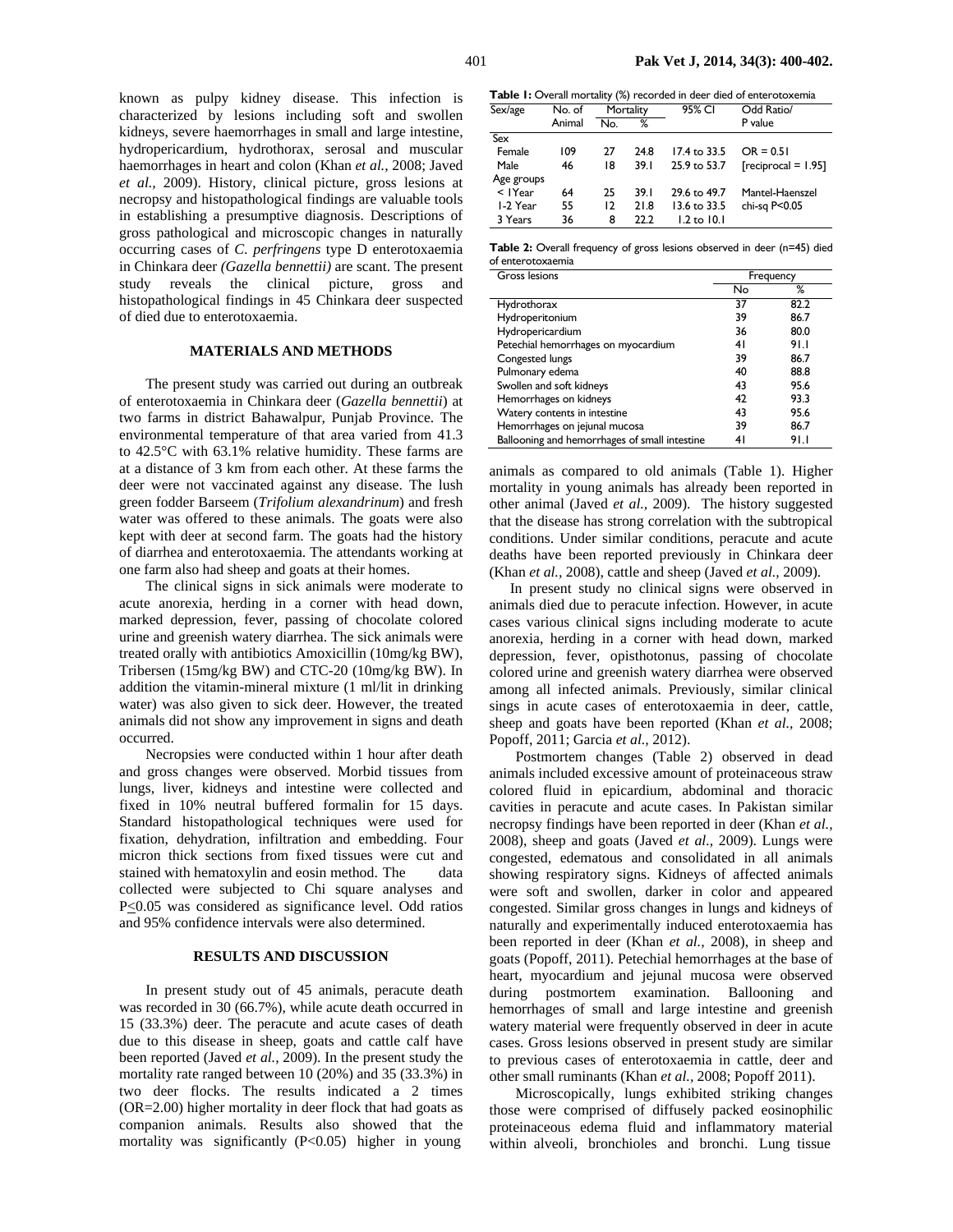known as pulpy kidney disease. This infection is characterized by lesions including soft and swollen kidneys, severe haemorrhages in small and large intestine, hydropericardium, hydrothorax, serosal and muscular haemorrhages in heart and colon (Khan *et al.,* 2008; Javed *et al.,* 2009). History, clinical picture, gross lesions at necropsy and histopathological findings are valuable tools in establishing a presumptive diagnosis. Descriptions of gross pathological and microscopic changes in naturally occurring cases of *C. perfringens* type D enterotoxaemia in Chinkara deer *(Gazella bennettii)* are scant. The present study reveals the clinical picture, gross and histopathological findings in 45 Chinkara deer suspected of died due to enterotoxaemia.

## MATERIALS AND METHODS

The present study was carried out during an outbreak of enterotoxaemia in Chinkara deer (*Gazella bennettii*) at two farms in district Bahawalpur, Punjab Province. The environmental temperature of that area varied from 41.3 to 42.5°C with 63.1% relative humidity. These farms are at a distance of 3 km from each other. At these farms the deer were not vaccinated against any disease. The lush green fodder Barseem (*Trifolium alexandrinum*) and fresh water was offered to these animals. The goats were also kept with deer at second farm. The goats had the history of diarrhea and enterotoxaemia. The attendants working at one farm also had sheep and goats at their homes.

The clinical signs in sick animals were moderate to acute anorexia, herding in a corner with head down, marked depression, fever, passing of chocolate colored urine and greenish watery diarrhea. The sick animals were treated orally with antibiotics Amoxicillin (10mg/kg BW), Tribersen (15mg/kg BW) and CTC-20 (10mg/kg BW). In addition the vitamin-mineral mixture (1 ml/lit in drinking water) was also given to sick deer. However, the treated animals did not show any improvement in signs and death occurred.

Necropsies were conducted within 1 hour after death and gross changes were observed. Morbid tissues from lungs, liver, kidneys and intestine were collected and fixed in 10% neutral buffered formalin for 15 days. Standard histopathological techniques were used for fixation, dehydration, infiltration and embedding. Four micron thick sections from fixed tissues were cut and stained with hematoxylin and eosin method. The data collected were subjected to Chi square analyses and $P \leq 0.05$ was considered as significance level. Odd ratios and 95% confidence intervals were also determined.

## RESULTS AND DISCUSSION

In present study out of 45 animals, peracute death was recorded in 30 (66.7%), while acute death occurred in 15 (33.3%) deer. The peracute and acute cases of death due to this disease in sheep, goats and cattle calf have been reported (Javed *et al.,* 2009). In the present study the mortality rate ranged between 10 (20%) and 35 (33.3%) in two deer flocks. The results indicated a 2 times (OR=2.00) higher mortality in deer flock that had goats as companion animals. Results also showed that the mortality was significantly ($P<0.05$) higher in young animals as compared to old animals (Table 1). Higher mortality in young animals has already been reported in other animal (Javed *et al.,* 2009). The history suggested that the disease has strong correlation with the subtropical conditions. Under similar conditions, peracute and acute deaths have been reported previously in Chinkara deer (Khan *et al.,* 2008), cattle and sheep (Javed *et al.,* 2009).

**Table 1:** Overall mortality (%) recorded in deer died of enterotoxemia

| Sex/age | No. of Animal | Mortality | | 95% CI | Odd Ratio/ P value |
|---|---|---|---|---|---|
| | | No. | % | | |
| Sex | | | | | |
| Female | 109 | 27 | 24.8 | 17.4 to 33.5 | OR = 0.51 |
| Male | 46 | 18 | 39.1 | 25.9 to 53.7 | [reciprocal = 1.95] |
| Age groups | | | | | |
| < 1Year | 64 | 25 | 39.1 | 29.6 to 49.7 | Mantel-Haenszel |
| 1-2 Year | 55 | 12 | 21.8 | 13.6 to 33.5 | chi-sq P<0.05 |
| 3 Years | 36 | 8 | 22.2 | 1.2 to 10.1 | |

**Table 2:** Overall frequency of gross lesions observed in deer (n=45) died of enterotoxaemia

| Gross lesions | Frequency | |
|---|---|---|
| | No | % |
| Hydrothorax | 37 | 82.2 |
| Hydroperitonium | 39 | 86.7 |
| Hydropericardium | 36 | 80.0 |
| Petechial hemorrhages on myocardium | 41 | 91.1 |
| Congested lungs | 39 | 86.7 |
| Pulmonary edema | 40 | 88.8 |
| Swollen and soft kidneys | 43 | 95.6 |
| Hemorrhages on kidneys | 42 | 93.3 |
| Watery contents in intestine | 43 | 95.6 |
| Hemorrhages on jejunal mucosa | 39 | 86.7 |
| Ballooning and hemorrhages of small intestine | 41 | 91.1 |

In present study no clinical signs were observed in animals died due to peracute infection. However, in acute cases various clinical signs including moderate to acute anorexia, herding in a corner with head down, marked depression, fever, opisthotonus, passing of chocolate colored urine and greenish watery diarrhea were observed among all infected animals. Previously, similar clinical sings in acute cases of enterotoxaemia in deer, cattle, sheep and goats have been reported (Khan *et al.,* 2008; Popoff, 2011; Garcia *et al.,* 2012).

Postmortem changes (Table 2) observed in dead animals included excessive amount of proteinaceous straw colored fluid in epicardium, abdominal and thoracic cavities in peracute and acute cases. In Pakistan similar necropsy findings have been reported in deer (Khan *et al.,* 2008), sheep and goats (Javed *et al.,* 2009). Lungs were congested, edematous and consolidated in all animals showing respiratory signs. Kidneys of affected animals were soft and swollen, darker in color and appeared congested. Similar gross changes in lungs and kidneys of naturally and experimentally induced enterotoxaemia has been reported in deer (Khan *et al.,* 2008), in sheep and goats (Popoff, 2011). Petechial hemorrhages at the base of heart, myocardium and jejunal mucosa were observed during postmortem examination. Ballooning and hemorrhages of small and large intestine and greenish watery material were frequently observed in deer in acute cases. Gross lesions observed in present study are similar to previous cases of enterotoxaemia in cattle, deer and other small ruminants (Khan *et al.,* 2008; Popoff 2011).

Microscopically, lungs exhibited striking changes those were comprised of diffusely packed eosinophilic proteinaceous edema fluid and inflammatory material within alveoli, bronchioles and bronchi. Lung tissue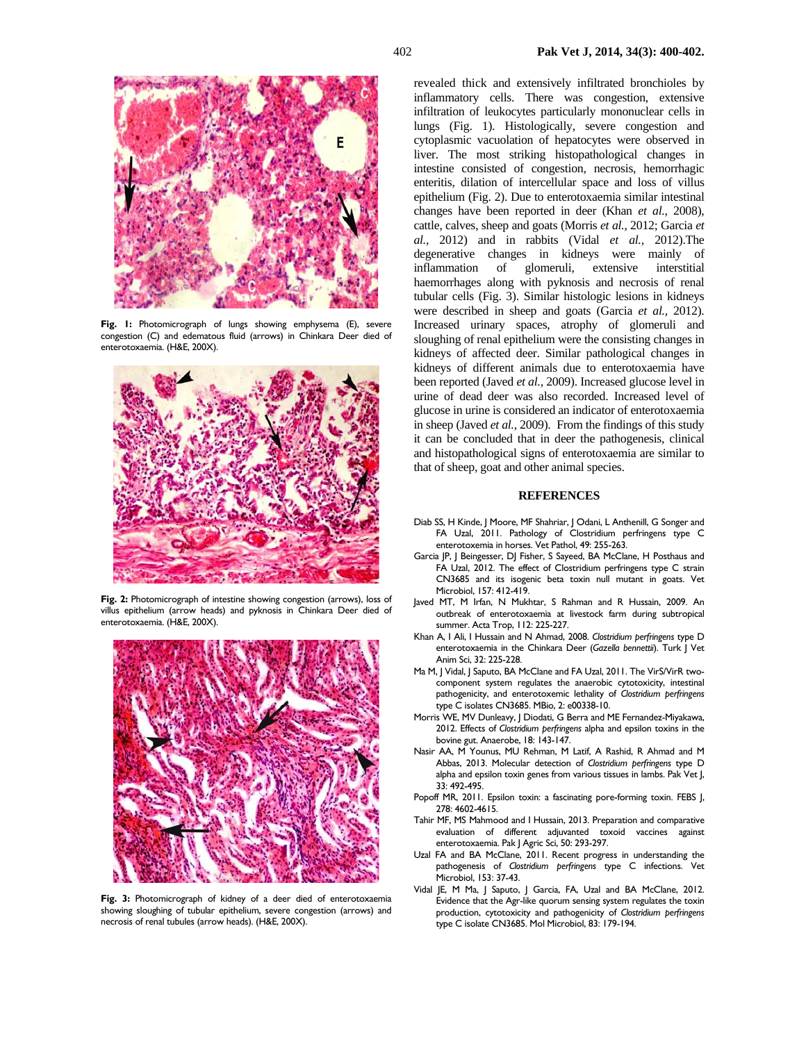Fig. 1: Photomicrograph of lungs showing emphysema (E), severe congestion (C) and edematous fluid (arrows) in Chinkara Deer died of enterotoxaemia. (H&E, 200X).

Fig. 2: Photomicrograph of intestine showing congestion (arrows), loss of villus epithelium (arrow heads) and pyknosis in Chinkara Deer died of enterotoxaemia. (H&E, 200X).

Fig. 3: Photomicrograph of kidney of a deer died of enterotoxaemia showing sloughing of tubular epithelium, severe congestion (arrows) and necrosis of renal tubules (arrow heads). (H&E, 200X).

revealed thick and extensively infiltrated bronchioles by inflammatory cells. There was congestion, extensive infiltration of leukocytes particularly mononuclear cells in lungs (Fig. 1). Histologically, severe congestion and cytoplasmic vacuolation of hepatocytes were observed in liver. The most striking histopathological changes in intestine consisted of congestion, necrosis, hemorrhagic enteritis, dilation of intercellular space and loss of villus epithelium (Fig. 2). Due to enterotoxaemia similar intestinal changes have been reported in deer (Khan *et al.,* 2008), cattle, calves, sheep and goats (Morris *et al.,* 2012; Garcia *et al.,* 2012) and in rabbits (Vidal *et al.,* 2012).The degenerative changes in kidneys were mainly of inflammation of glomeruli, extensive interstitial haemorrhages along with pyknosis and necrosis of renal tubular cells (Fig. 3). Similar histologic lesions in kidneys were described in sheep and goats (Garcia *et al.,* 2012). Increased urinary spaces, atrophy of glomeruli and sloughing of renal epithelium were the consisting changes in kidneys of affected deer. Similar pathological changes in kidneys of different animals due to enterotoxaemia have been reported (Javed *et al.,* 2009). Increased glucose level in urine of dead deer was also recorded. Increased level of glucose in urine is considered an indicator of enterotoxaemia in sheep (Javed *et al.,* 2009). From the findings of this study it can be concluded that in deer the pathogenesis, clinical and histopathological signs of enterotoxaemia are similar to that of sheep, goat and other animal species.

## REFERENCES

Diab SS, H Kinde, J Moore, MF Shahriar, J Odani, L Anthenill, G Songer and FA Uzal, 2011. Pathology of Clostridium perfringens type C enterotoxemia in horses. Vet Pathol, 49: 255-263.

Garcia JP, J Beingesser, DJ Fisher, S Sayeed, BA McClane, H Posthaus and FA Uzal, 2012. The effect of Clostridium perfringens type C strain CN3685 and its isogenic beta toxin null mutant in goats. Vet Microbiol, 157: 412-419.

Javed MT, M Irfan, N Mukhtar, S Rahman and R Hussain, 2009. An outbreak of enterotoxaemia at livestock farm during subtropical summer. Acta Trop, 112: 225-227.

Khan A, I Ali, I Hussain and N Ahmad, 2008. *Clostridium perfringens* type D enterotoxaemia in the Chinkara Deer (*Gazella bennettii*). Turk J Vet Anim Sci, 32: 225-228.

Ma M, J Vidal, J Saputo, BA McClane and FA Uzal, 2011. The VirS/VirR two-component system regulates the anaerobic cytotoxicity, intestinal pathogenicity, and enterotoxemic lethality of *Clostridium perfringens* type C isolates CN3685. MBio, 2: e00338-10.

Morris WE, MV Dunleavy, J Diodati, G Berra and ME Fernandez-Miyakawa, 2012. Effects of *Clostridium perfringens* alpha and epsilon toxins in the bovine gut. Anaerobe, 18: 143-147.

Nasir AA, M Younus, MU Rehman, M Latif, A Rashid, R Ahmad and M Abbas, 2013. Molecular detection of *Clostridium perfringens* type D alpha and epsilon toxin genes from various tissues in lambs. Pak Vet J, 33: 492-495.

Popoff MR, 2011. Epsilon toxin: a fascinating pore-forming toxin. FEBS J, 278: 4602-4615.

Tahir MF, MS Mahmood and I Hussain, 2013. Preparation and comparative evaluation of different adjuvanted toxoid vaccines against enterotoxaemia. Pak J Agric Sci, 50: 293-297.

Uzal FA and BA McClane, 2011. Recent progress in understanding the pathogenesis of *Clostridium perfringens* type C infections. Vet Microbiol, 153: 37-43.

Vidal JE, M Ma, J Saputo, J Garcia, FA, Uzal and BA McClane, 2012. Evidence that the Agr-like quorum sensing system regulates the toxin production, cytotoxicity and pathogenicity of *Clostridium perfringens* type C isolate CN3685. Mol Microbiol, 83: 179-194.